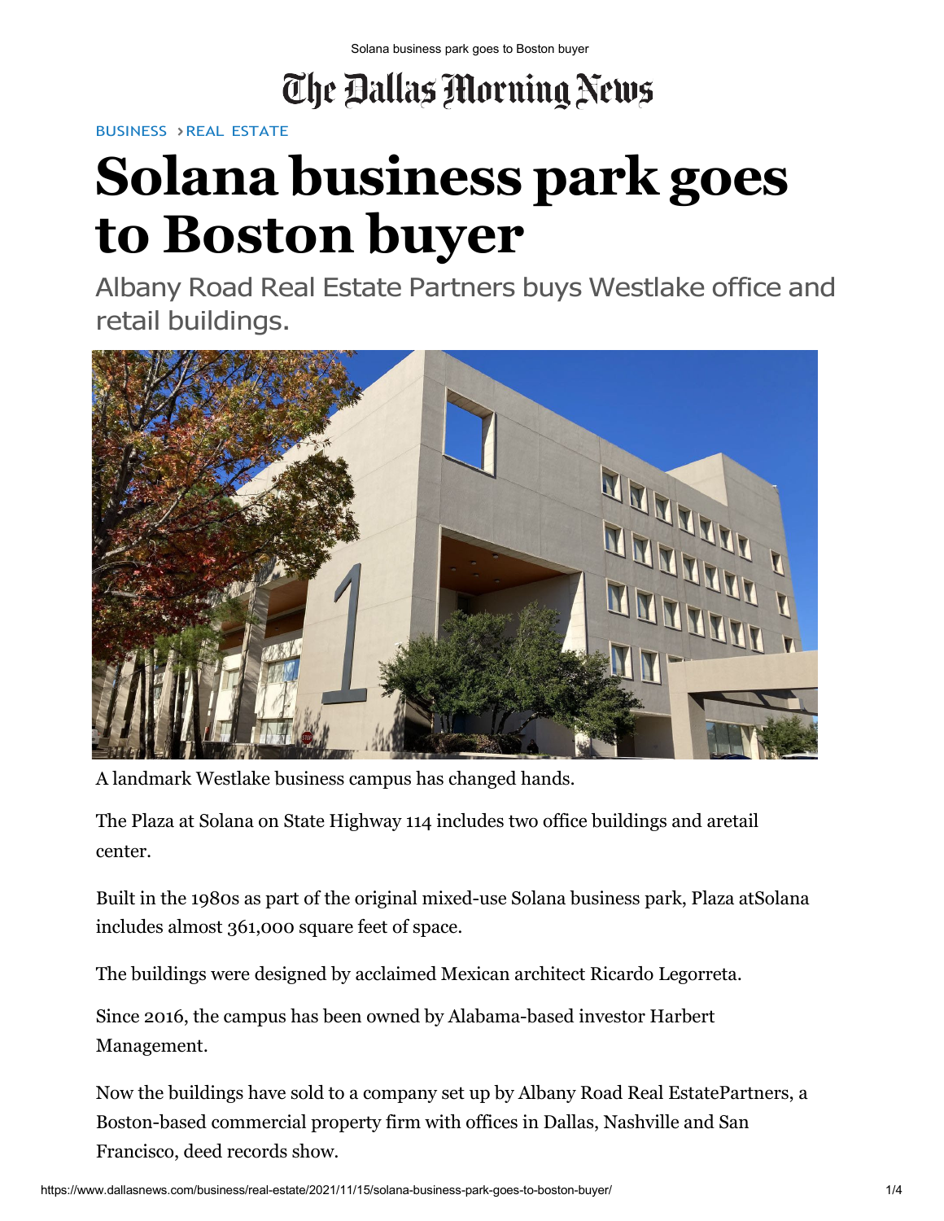BUSINESS › REAL ESTATE

# Solana business park goes to Boston buyer

Albany Road Real Estate Partners buys Westlake office and retail buildings.

A landmark Westlake business campus has changed hands.

The Plaza at Solana on State Highway 114 includes two office buildings and aretail center.

Built in the 1980s as part of the original mixed-use Solana business park, Plaza atSolana includes almost 361,000 square feet of space.

The buildings were designed by acclaimed Mexican architect Ricardo Legorreta.

Since 2016, the campus has been owned by Alabama-based investor Harbert Management.

Now the buildings have sold to a company set up by Albany Road Real EstatePartners, a Boston-based commercial property firm with offices in Dallas, Nashville and San Francisco, deed records show.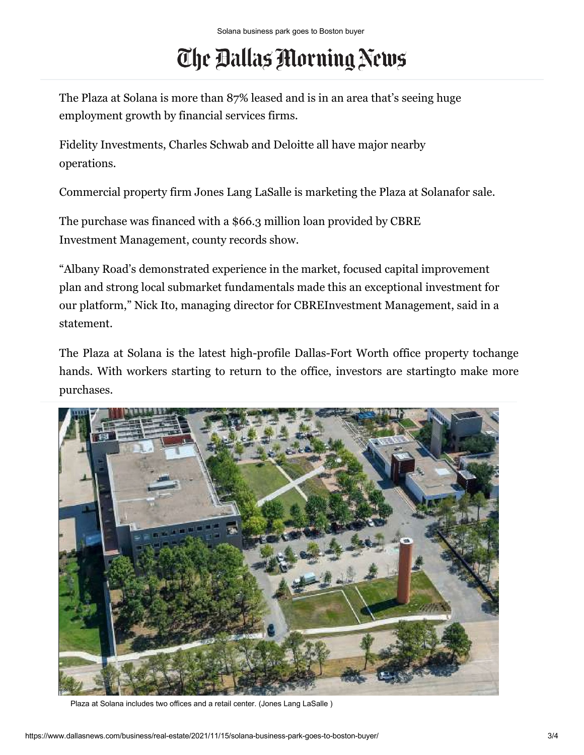The Plaza at Solana is more than 87% leased and is in an area that's seeing huge employment growth by financial services firms.

Fidelity Investments, Charles Schwab and Deloitte all have major nearby operations.

Commercial property firm Jones Lang LaSalle is marketing the Plaza at Solanafor sale.

The purchase was financed with a $66.3 million loan provided by CBRE Investment Management, county records show.

"Albany Road's demonstrated experience in the market, focused capital improvement plan and strong local submarket fundamentals made this an exceptional investment for our platform," Nick Ito, managing director for CBREInvestment Management, said in a statement.

The Plaza at Solana is the latest high-profile Dallas-Fort Worth office property tochange hands. With workers starting to return to the office, investors are startingto make more purchases.

Plaza at Solana includes two offices and a retail center. (Jones Lang LaSalle )